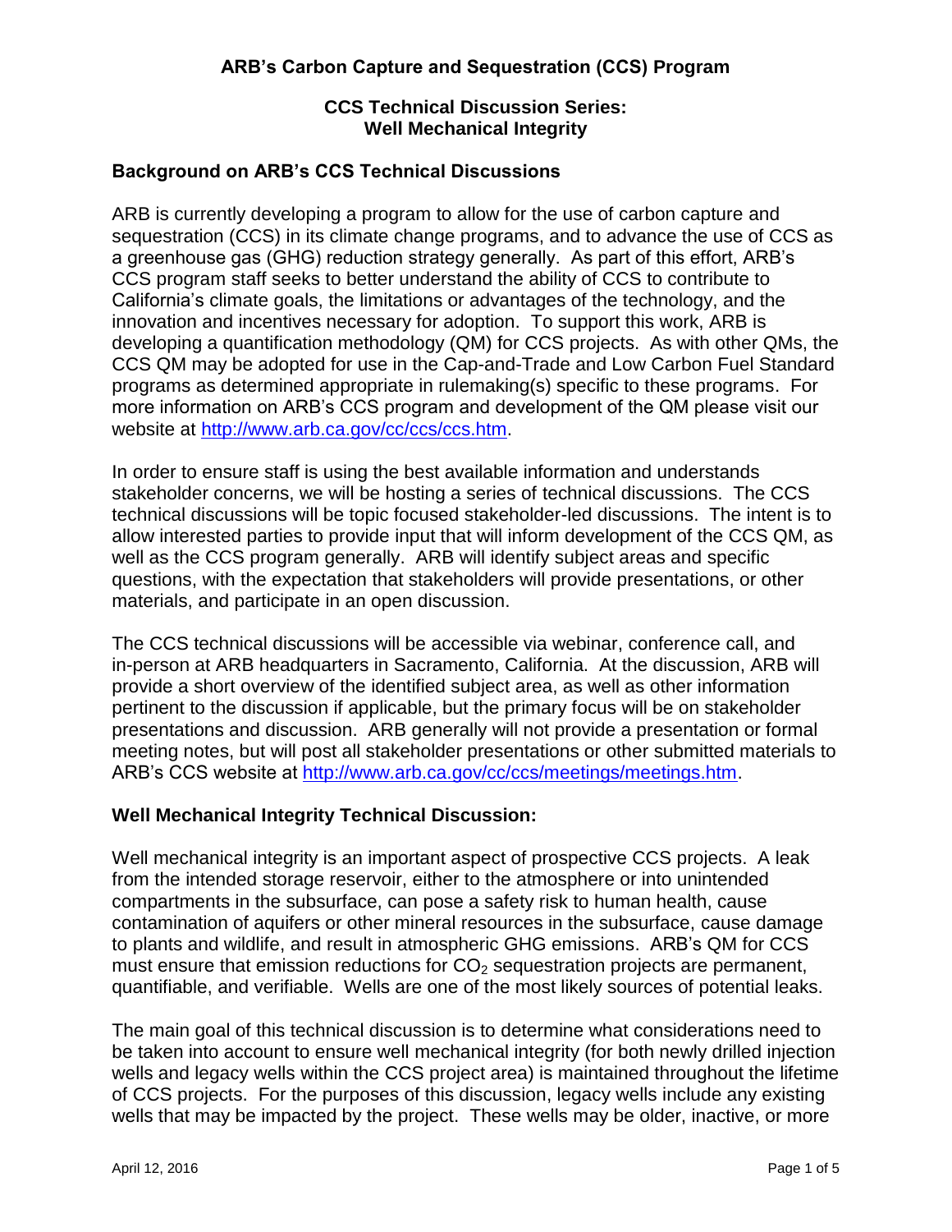# ARB's Carbon Capture and Sequestration (CCS) Program

## CCS Technical Discussion Series: Well Mechanical Integrity

### Background on ARB's CCS Technical Discussions

ARB is currently developing a program to allow for the use of carbon capture and sequestration (CCS) in its climate change programs, and to advance the use of CCS as a greenhouse gas (GHG) reduction strategy generally. As part of this effort, ARB's CCS program staff seeks to better understand the ability of CCS to contribute to California's climate goals, the limitations or advantages of the technology, and the innovation and incentives necessary for adoption. To support this work, ARB is developing a quantification methodology (QM) for CCS projects. As with other QMs, the CCS QM may be adopted for use in the Cap-and-Trade and Low Carbon Fuel Standard programs as determined appropriate in rulemaking(s) specific to these programs. For more information on ARB's CCS program and development of the QM please visit our website at http://www.arb.ca.gov/cc/ccs/ccs.htm.

In order to ensure staff is using the best available information and understands stakeholder concerns, we will be hosting a series of technical discussions. The CCS technical discussions will be topic focused stakeholder-led discussions. The intent is to allow interested parties to provide input that will inform development of the CCS QM, as well as the CCS program generally. ARB will identify subject areas and specific questions, with the expectation that stakeholders will provide presentations, or other materials, and participate in an open discussion.

The CCS technical discussions will be accessible via webinar, conference call, and in-person at ARB headquarters in Sacramento, California. At the discussion, ARB will provide a short overview of the identified subject area, as well as other information pertinent to the discussion if applicable, but the primary focus will be on stakeholder presentations and discussion. ARB generally will not provide a presentation or formal meeting notes, but will post all stakeholder presentations or other submitted materials to ARB's CCS website at http://www.arb.ca.gov/cc/ccs/meetings/meetings.htm.

### Well Mechanical Integrity Technical Discussion:

Well mechanical integrity is an important aspect of prospective CCS projects. A leak from the intended storage reservoir, either to the atmosphere or into unintended compartments in the subsurface, can pose a safety risk to human health, cause contamination of aquifers or other mineral resources in the subsurface, cause damage to plants and wildlife, and result in atmospheric GHG emissions. ARB's QM for CCS must ensure that emission reductions for $CO_2$ sequestration projects are permanent, quantifiable, and verifiable. Wells are one of the most likely sources of potential leaks.

The main goal of this technical discussion is to determine what considerations need to be taken into account to ensure well mechanical integrity (for both newly drilled injection wells and legacy wells within the CCS project area) is maintained throughout the lifetime of CCS projects. For the purposes of this discussion, legacy wells include any existing wells that may be impacted by the project. These wells may be older, inactive, or more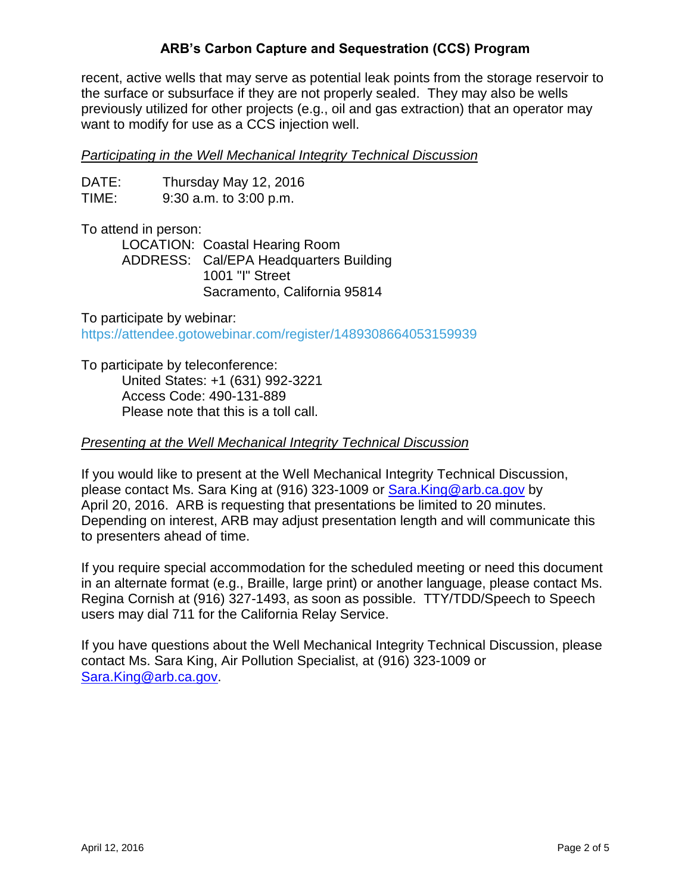recent, active wells that may serve as potential leak points from the storage reservoir to the surface or subsurface if they are not properly sealed. They may also be wells previously utilized for other projects (e.g., oil and gas extraction) that an operator may want to modify for use as a CCS injection well.

*Participating in the Well Mechanical Integrity Technical Discussion*

DATE: Thursday May 12, 2016
TIME: 9:30 a.m. to 3:00 p.m.

To attend in person:

LOCATION: Coastal Hearing Room
ADDRESS: Cal/EPA Headquarters Building
1001 "I" Street
Sacramento, California 95814

To participate by webinar:
https://attendee.gotowebinar.com/register/1489308664053159939

To participate by teleconference:

United States: +1 (631) 992-3221
Access Code: 490-131-889
Please note that this is a toll call.

*Presenting at the Well Mechanical Integrity Technical Discussion*

If you would like to present at the Well Mechanical Integrity Technical Discussion, please contact Ms. Sara King at (916) 323-1009 or Sara.King@arb.ca.gov by April 20, 2016. ARB is requesting that presentations be limited to 20 minutes. Depending on interest, ARB may adjust presentation length and will communicate this to presenters ahead of time.

If you require special accommodation for the scheduled meeting or need this document in an alternate format (e.g., Braille, large print) or another language, please contact Ms. Regina Cornish at (916) 327-1493, as soon as possible. TTY/TDD/Speech to Speech users may dial 711 for the California Relay Service.

If you have questions about the Well Mechanical Integrity Technical Discussion, please contact Ms. Sara King, Air Pollution Specialist, at (916) 323-1009 or Sara.King@arb.ca.gov.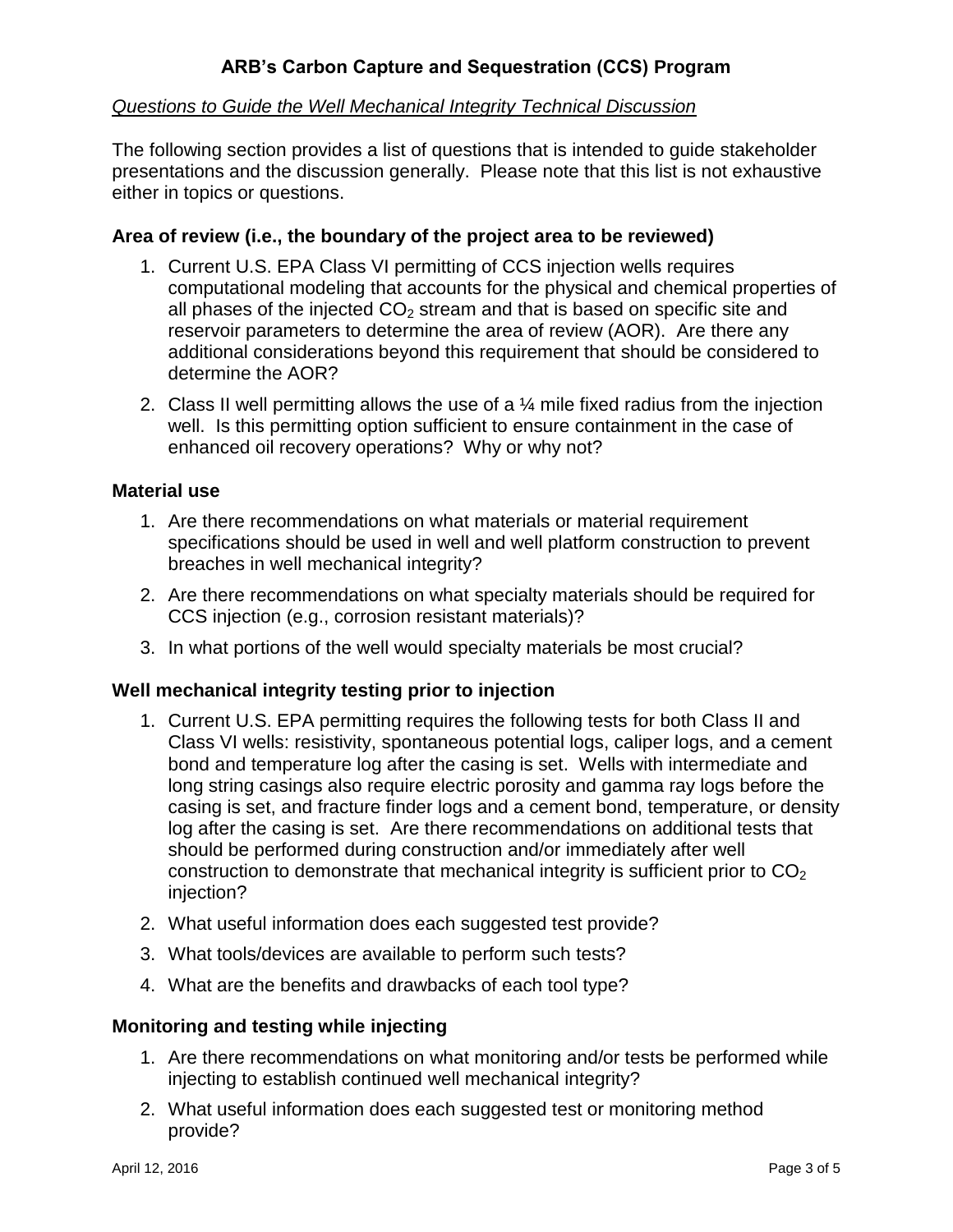## ARB's Carbon Capture and Sequestration (CCS) Program

*Questions to Guide the Well Mechanical Integrity Technical Discussion*

The following section provides a list of questions that is intended to guide stakeholder presentations and the discussion generally. Please note that this list is not exhaustive either in topics or questions.

### Area of review (i.e., the boundary of the project area to be reviewed)

1. Current U.S. EPA Class VI permitting of CCS injection wells requires computational modeling that accounts for the physical and chemical properties of all phases of the injected $CO_2$ stream and that is based on specific site and reservoir parameters to determine the area of review (AOR). Are there any additional considerations beyond this requirement that should be considered to determine the AOR?
2. Class II well permitting allows the use of a ¼ mile fixed radius from the injection well. Is this permitting option sufficient to ensure containment in the case of enhanced oil recovery operations? Why or why not?

### Material use

1. Are there recommendations on what materials or material requirement specifications should be used in well and well platform construction to prevent breaches in well mechanical integrity?
2. Are there recommendations on what specialty materials should be required for CCS injection (e.g., corrosion resistant materials)?
3. In what portions of the well would specialty materials be most crucial?

### Well mechanical integrity testing prior to injection

1. Current U.S. EPA permitting requires the following tests for both Class II and Class VI wells: resistivity, spontaneous potential logs, caliper logs, and a cement bond and temperature log after the casing is set. Wells with intermediate and long string casings also require electric porosity and gamma ray logs before the casing is set, and fracture finder logs and a cement bond, temperature, or density log after the casing is set. Are there recommendations on additional tests that should be performed during construction and/or immediately after well construction to demonstrate that mechanical integrity is sufficient prior to $CO_2$ injection?
2. What useful information does each suggested test provide?
3. What tools/devices are available to perform such tests?
4. What are the benefits and drawbacks of each tool type?

### Monitoring and testing while injecting

1. Are there recommendations on what monitoring and/or tests be performed while injecting to establish continued well mechanical integrity?
2. What useful information does each suggested test or monitoring method provide?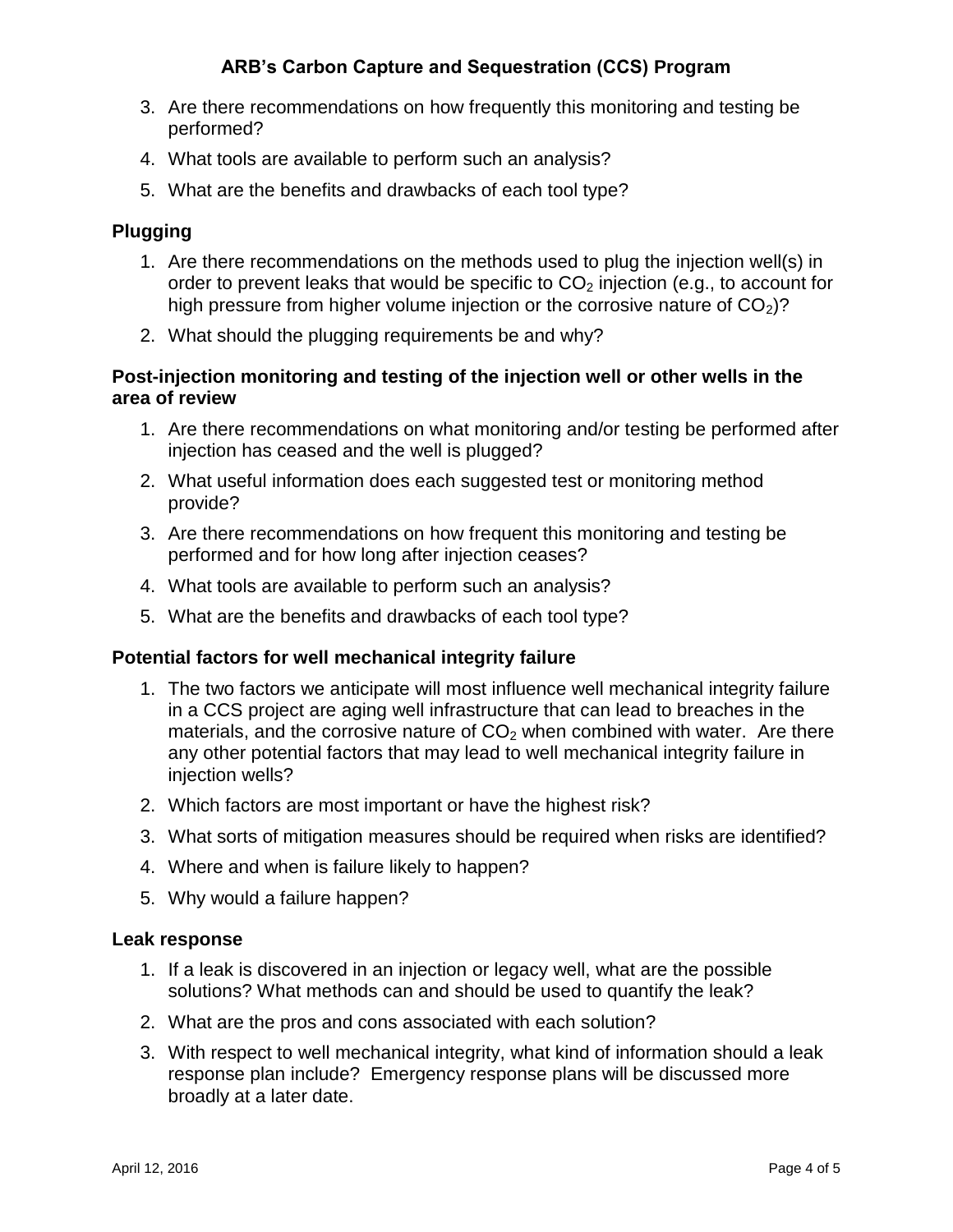3. Are there recommendations on how frequently this monitoring and testing be performed?
4. What tools are available to perform such an analysis?
5. What are the benefits and drawbacks of each tool type?

### Plugging

1. Are there recommendations on the methods used to plug the injection well(s) in order to prevent leaks that would be specific to $CO_2$ injection (e.g., to account for high pressure from higher volume injection or the corrosive nature of $CO_2$)?
2. What should the plugging requirements be and why?

### Post-injection monitoring and testing of the injection well or other wells in the area of review

1. Are there recommendations on what monitoring and/or testing be performed after injection has ceased and the well is plugged?
2. What useful information does each suggested test or monitoring method provide?
3. Are there recommendations on how frequent this monitoring and testing be performed and for how long after injection ceases?
4. What tools are available to perform such an analysis?
5. What are the benefits and drawbacks of each tool type?

### Potential factors for well mechanical integrity failure

1. The two factors we anticipate will most influence well mechanical integrity failure in a CCS project are aging well infrastructure that can lead to breaches in the materials, and the corrosive nature of $CO_2$ when combined with water. Are there any other potential factors that may lead to well mechanical integrity failure in injection wells?
2. Which factors are most important or have the highest risk?
3. What sorts of mitigation measures should be required when risks are identified?
4. Where and when is failure likely to happen?
5. Why would a failure happen?

### Leak response

1. If a leak is discovered in an injection or legacy well, what are the possible solutions? What methods can and should be used to quantify the leak?
2. What are the pros and cons associated with each solution?
3. With respect to well mechanical integrity, what kind of information should a leak response plan include? Emergency response plans will be discussed more broadly at a later date.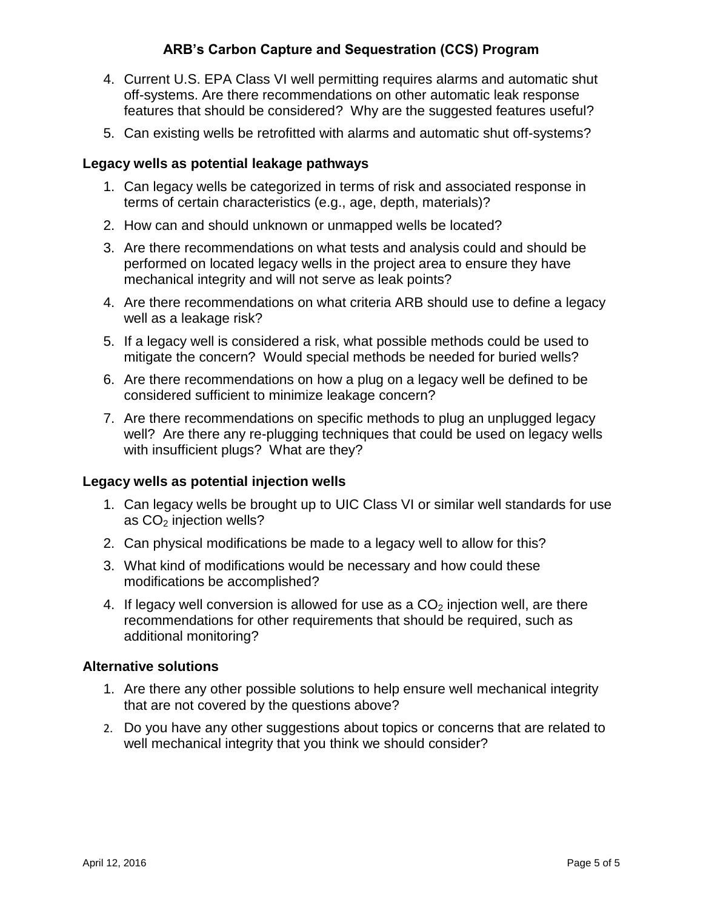4. Current U.S. EPA Class VI well permitting requires alarms and automatic shut off-systems. Are there recommendations on other automatic leak response features that should be considered? Why are the suggested features useful?
5. Can existing wells be retrofitted with alarms and automatic shut off-systems?

### Legacy wells as potential leakage pathways

1. Can legacy wells be categorized in terms of risk and associated response in terms of certain characteristics (e.g., age, depth, materials)?
2. How can and should unknown or unmapped wells be located?
3. Are there recommendations on what tests and analysis could and should be performed on located legacy wells in the project area to ensure they have mechanical integrity and will not serve as leak points?
4. Are there recommendations on what criteria ARB should use to define a legacy well as a leakage risk?
5. If a legacy well is considered a risk, what possible methods could be used to mitigate the concern? Would special methods be needed for buried wells?
6. Are there recommendations on how a plug on a legacy well be defined to be considered sufficient to minimize leakage concern?
7. Are there recommendations on specific methods to plug an unplugged legacy well? Are there any re-plugging techniques that could be used on legacy wells with insufficient plugs? What are they?

### Legacy wells as potential injection wells

1. Can legacy wells be brought up to UIC Class VI or similar well standards for use as $CO_2$ injection wells?
2. Can physical modifications be made to a legacy well to allow for this?
3. What kind of modifications would be necessary and how could these modifications be accomplished?
4. If legacy well conversion is allowed for use as a $CO_2$ injection well, are there recommendations for other requirements that should be required, such as additional monitoring?

### Alternative solutions

1. Are there any other possible solutions to help ensure well mechanical integrity that are not covered by the questions above?
2. Do you have any other suggestions about topics or concerns that are related to well mechanical integrity that you think we should consider?